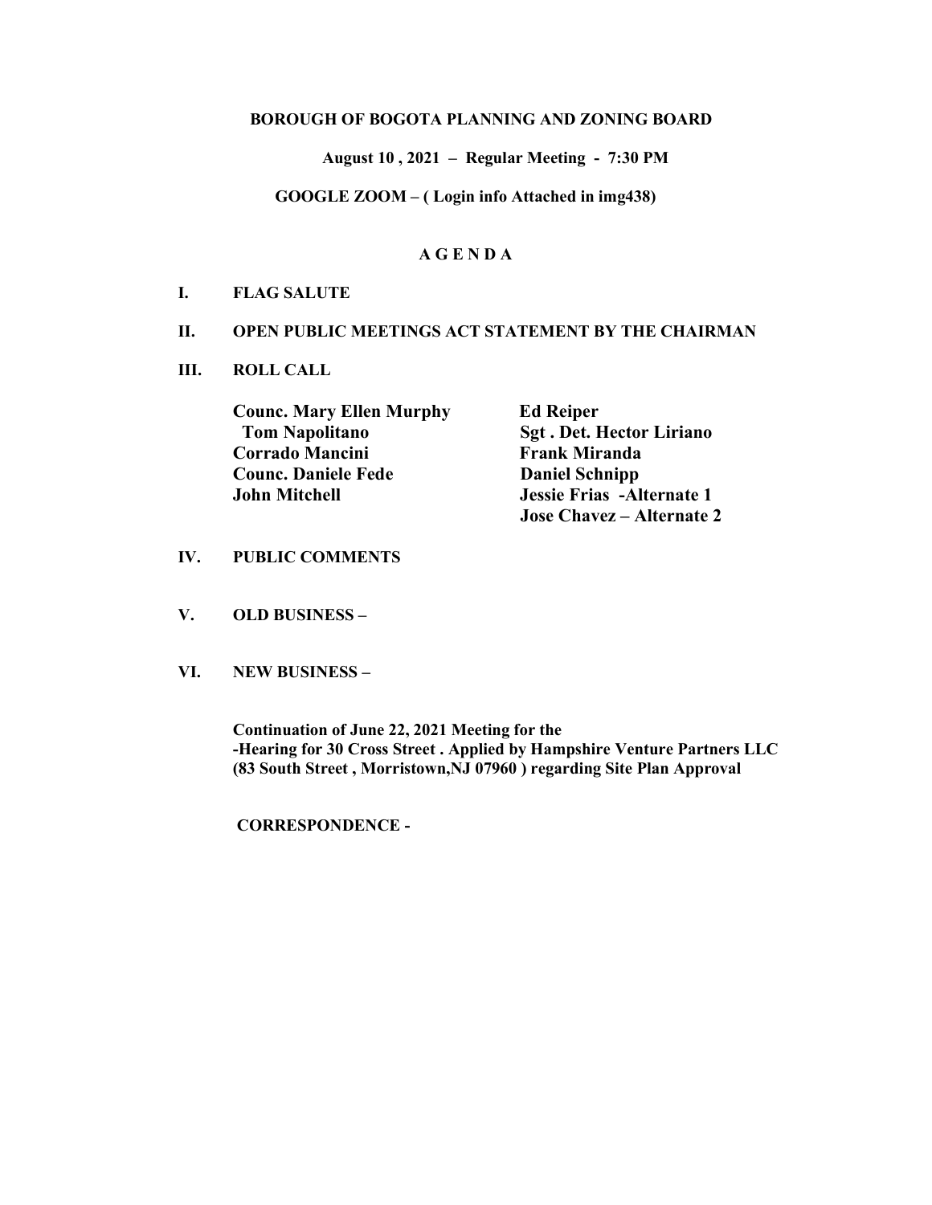**BOROUGH OF BOGOTA PLANNING AND ZONING BOARD**

**August 10 , 2021 – Regular Meeting - 7:30 PM**

**GOOGLE ZOOM – ( Login info Attached in img438)**

# A G E N D A

**I. FLAG SALUTE**

**II. OPEN PUBLIC MEETINGS ACT STATEMENT BY THE CHAIRMAN**

**III. ROLL CALL**

| | |
|---|---|
| **Counc. Mary Ellen Murphy** | **Ed Reiper** |
| **Tom Napolitano** | **Sgt . Det. Hector Liriano** |
| **Corrado Mancini** | **Frank Miranda** |
| **Counc. Daniele Fede** | **Daniel Schnipp** |
| **John Mitchell** | **Jessie Frias -Alternate 1** |
| | **Jose Chavez – Alternate 2** |

**IV. PUBLIC COMMENTS**

**V. OLD BUSINESS –**

**VI. NEW BUSINESS –**

**Continuation of June 22, 2021 Meeting for the**
**-Hearing for 30 Cross Street . Applied by Hampshire Venture Partners LLC (83 South Street , Morristown,NJ 07960 ) regarding Site Plan Approval**

**CORRESPONDENCE -**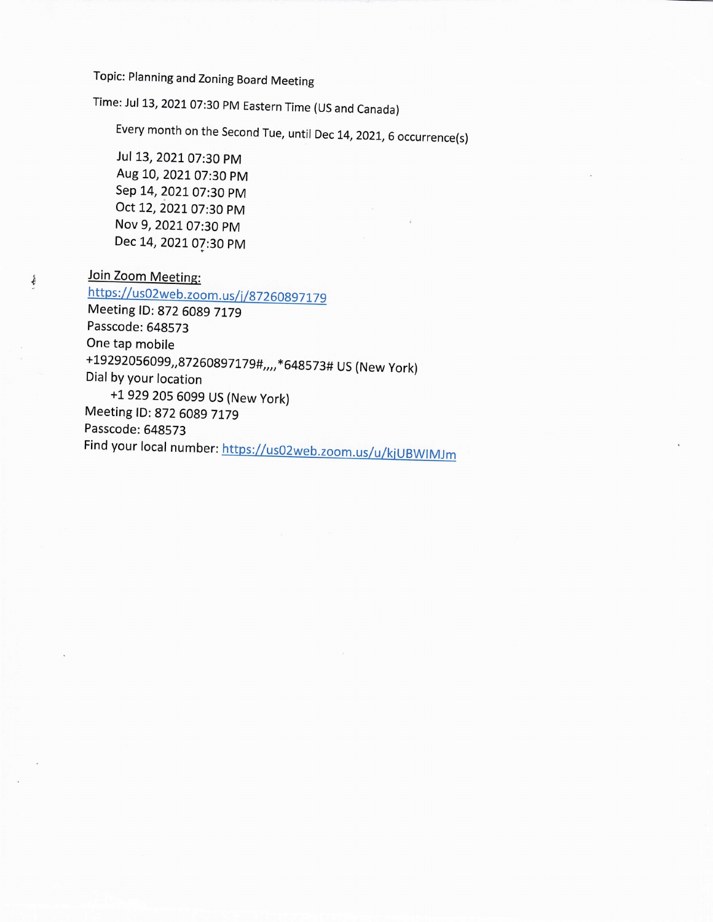Topic: Planning and Zoning Board Meeting

Time: Jul 13, 2021 07:30 PM Eastern Time (US and Canada)

Every month on the Second Tue, until Dec 14, 2021, 6 occurrence(s)

Jul 13, 2021 07:30 PM
Aug 10, 2021 07:30 PM
Sep 14, 2021 07:30 PM
Oct 12, 2021 07:30 PM
Nov 9, 2021 07:30 PM
Dec 14, 2021 07:30 PM

Join Zoom Meeting:
https://us02web.zoom.us/j/87260897179
Meeting ID: 872 6089 7179
Passcode: 648573
One tap mobile
+19292056099,,87260897179#,,,,*648573# US (New York)
Dial by your location
+1 929 205 6099 US (New York)
Meeting ID: 872 6089 7179
Passcode: 648573
Find your local number: https://us02web.zoom.us/u/kjUBWIMJm